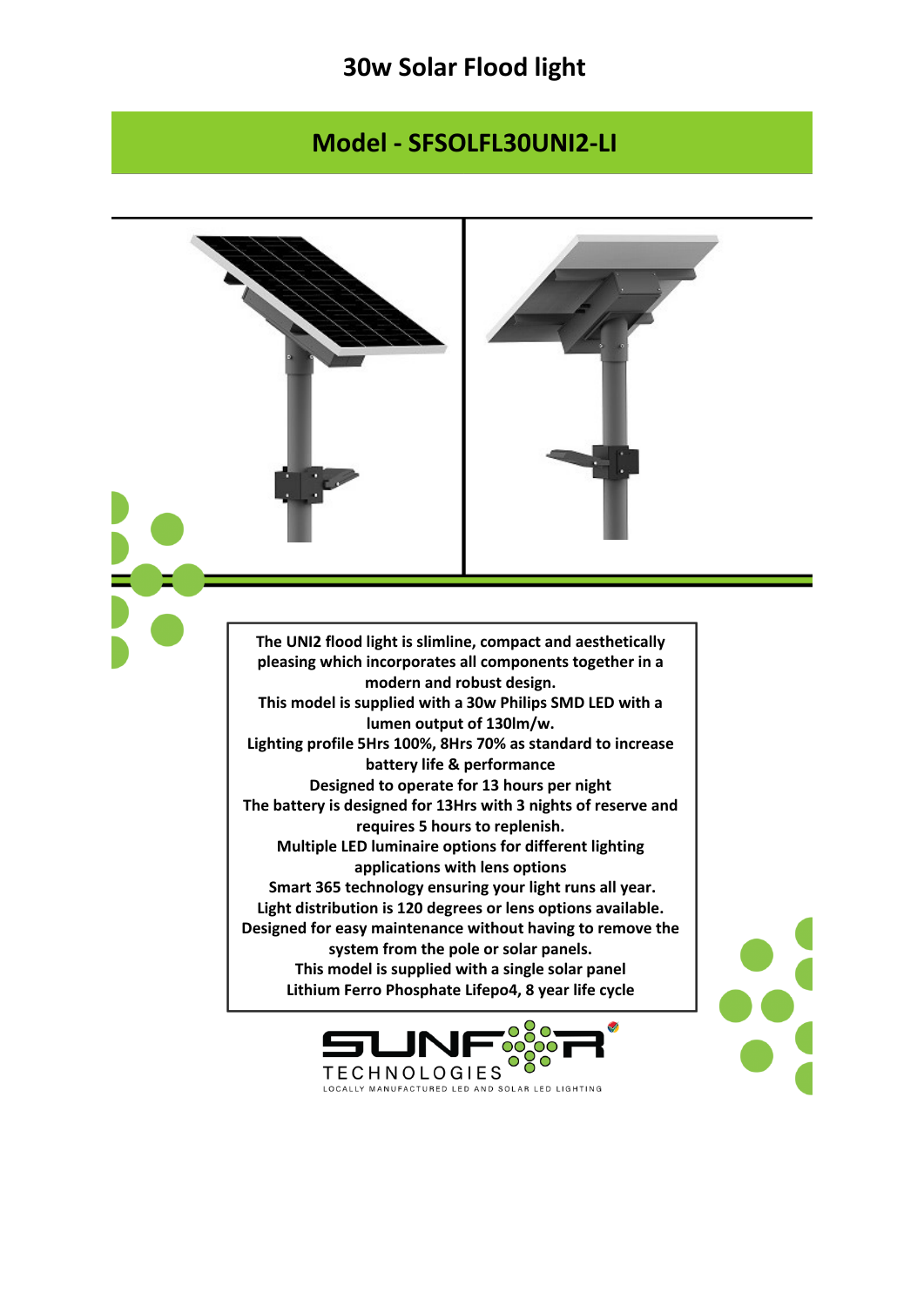# 30w Solar Flood light

## Model - SFSOLFL30UNI2-LI

**The UNI2 flood light is slimline, compact and aesthetically pleasing which incorporates all components together in a modern and robust design.**
**This model is supplied with a 30w Philips SMD LED with a lumen output of 130lm/w.**
**Lighting profile 5Hrs 100%, 8Hrs 70% as standard to increase battery life & performance**
**Designed to operate for 13 hours per night**
**The battery is designed for 13Hrs with 3 nights of reserve and requires 5 hours to replenish.**
**Multiple LED luminaire options for different lighting applications with lens options**
**Smart 365 technology ensuring your light runs all year.**
**Light distribution is 120 degrees or lens options available.**
**Designed for easy maintenance without having to remove the system from the pole or solar panels.**
**This model is supplied with a single solar panel**
**Lithium Ferro Phosphate Lifepo4, 8 year life cycle**

SUNFOR TECHNOLOGIES
LOCALLY MANUFACTURED LED AND SOLAR LED LIGHTING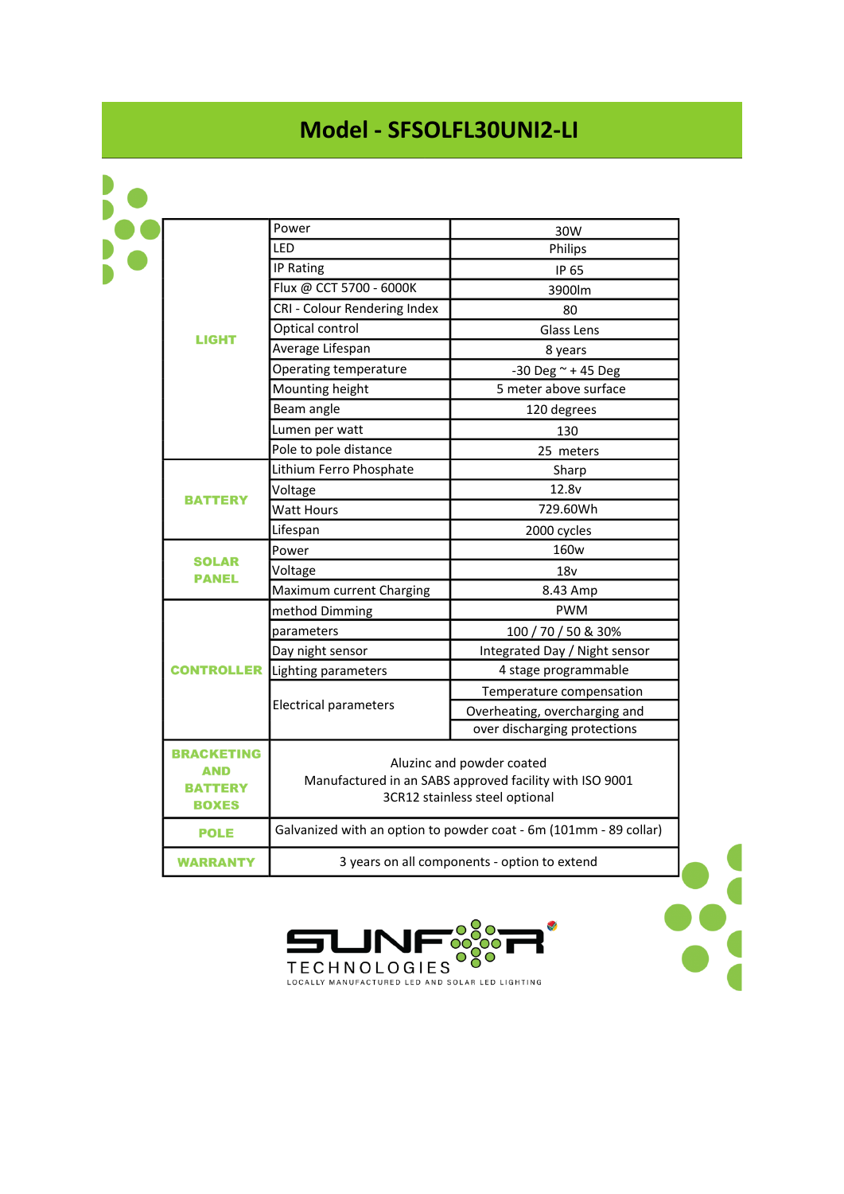# Model - SFSOLFL30UNI2-LI

| | | |
|---|---|---|
| LIGHT | Power | 30W |
| | LED | Philips |
| | IP Rating | IP 65 |
| | Flux @ CCT 5700 - 6000K | 3900lm |
| | CRI - Colour Rendering Index | 80 |
| | Optical control | Glass Lens |
| | Average Lifespan | 8 years |
| | Operating temperature | -30 Deg ~ + 45 Deg |
| | Mounting height | 5 meter above surface |
| | Beam angle | 120 degrees |
| | Lumen per watt | 130 |
| | Pole to pole distance | 25 meters |
| BATTERY | Lithium Ferro Phosphate | Sharp |
| | Voltage | 12.8v |
| | Watt Hours | 729.60Wh |
| | Lifespan | 2000 cycles |
| SOLAR PANEL | Power | 160w |
| | Voltage | 18v |
| | Maximum current Charging | 8.43 Amp |
| CONTROLLER | method Dimming | PWM |
| | parameters | 100 / 70 / 50 & 30% |
| | Day night sensor | Integrated Day / Night sensor |
| | Lighting parameters | 4 stage programmable |
| | Electrical parameters | Temperature compensation |
| | | Overheating, overcharging and over discharging protections |
| BRACKETING AND BATTERY BOXES | Aluzinc and powder coated<br>Manufactured in an SABS approved facility with ISO 9001<br>3CR12 stainless steel optional | |
| POLE | Galvanized with an option to powder coat - 6m (101mm - 89 collar) | |
| WARRANTY | 3 years on all components - option to extend | |

SUNFOR TECHNOLOGIES
LOCALLY MANUFACTURED LED AND SOLAR LED LIGHTING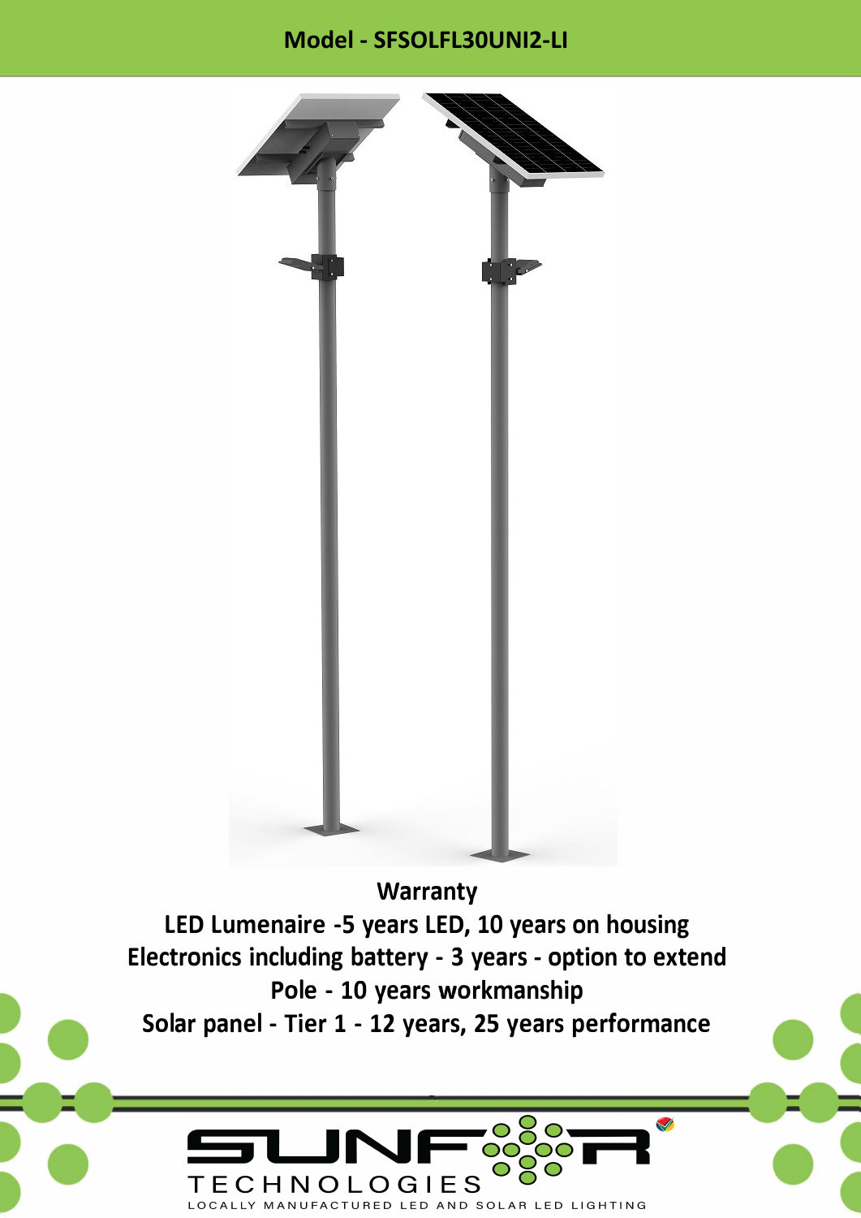## Model - SFSOLFL30UNI2-LI

**Warranty**

**LED Lumenaire -5 years LED, 10 years on housing**

**Electronics including battery - 3 years - option to extend**

**Pole - 10 years workmanship**

**Solar panel - Tier 1 - 12 years, 25 years performance**

SUNFOR TECHNOLOGIES

LOCALLY MANUFACTURED LED AND SOLAR LED LIGHTING